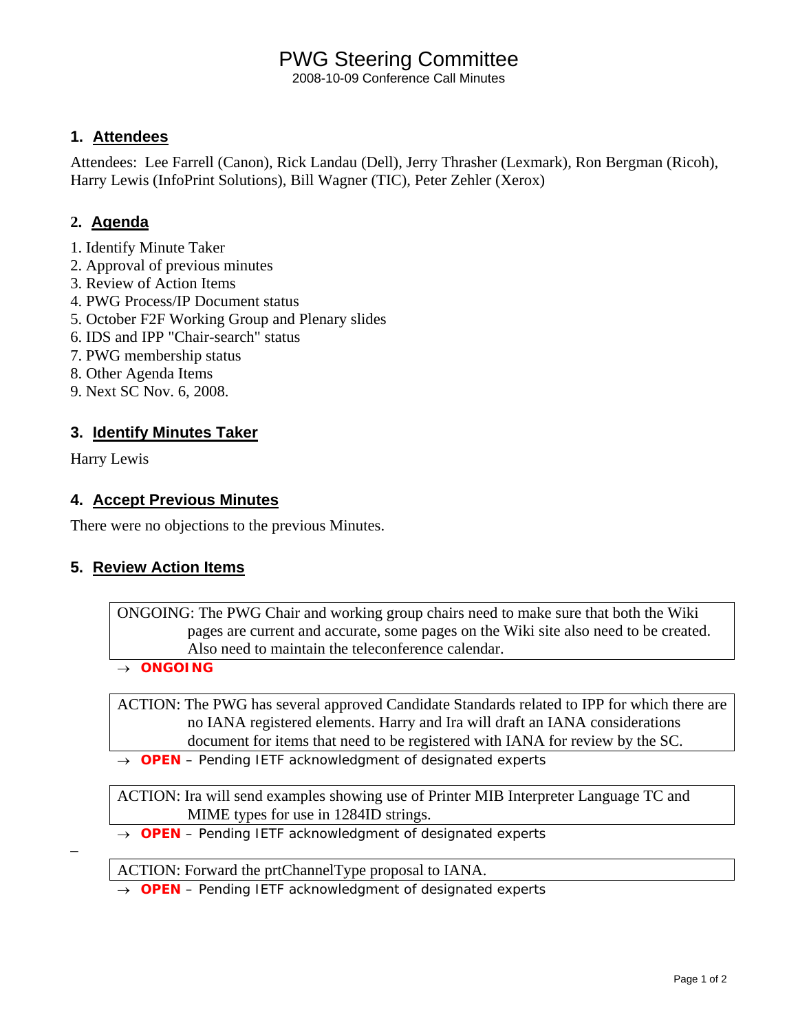# PWG Steering Committee

2008-10-09 Conference Call Minutes

## 1. Attendees

Attendees: Lee Farrell (Canon), Rick Landau (Dell), Jerry Thrasher (Lexmark), Ron Bergman (Ricoh), Harry Lewis (InfoPrint Solutions), Bill Wagner (TIC), Peter Zehler (Xerox)

## 2. Agenda

1. Identify Minute Taker
2. Approval of previous minutes
3. Review of Action Items
4. PWG Process/IP Document status
5. October F2F Working Group and Plenary slides
6. IDS and IPP "Chair-search" status
7. PWG membership status
8. Other Agenda Items
9. Next SC Nov. 6, 2008.

## 3. Identify Minutes Taker

Harry Lewis

## 4. Accept Previous Minutes

There were no objections to the previous Minutes.

## 5. Review Action Items

| ONGOING: The PWG Chair and working group chairs need to make sure that both the Wiki pages are current and accurate, some pages on the Wiki site also need to be created. Also need to maintain the teleconference calendar. |
|---|

→ **ONGOING**

| ACTION: The PWG has several approved Candidate Standards related to IPP for which there are no IANA registered elements. Harry and Ira will draft an IANA considerations document for items that need to be registered with IANA for review by the SC. |
|---|

→ **OPEN** – Pending IETF acknowledgment of designated experts

| ACTION: Ira will send examples showing use of Printer MIB Interpreter Language TC and MIME types for use in 1284ID strings. |
|---|

→ **OPEN** – Pending IETF acknowledgment of designated experts

| ACTION: Forward the prtChannelType proposal to IANA. |
|---|

→ **OPEN** – Pending IETF acknowledgment of designated experts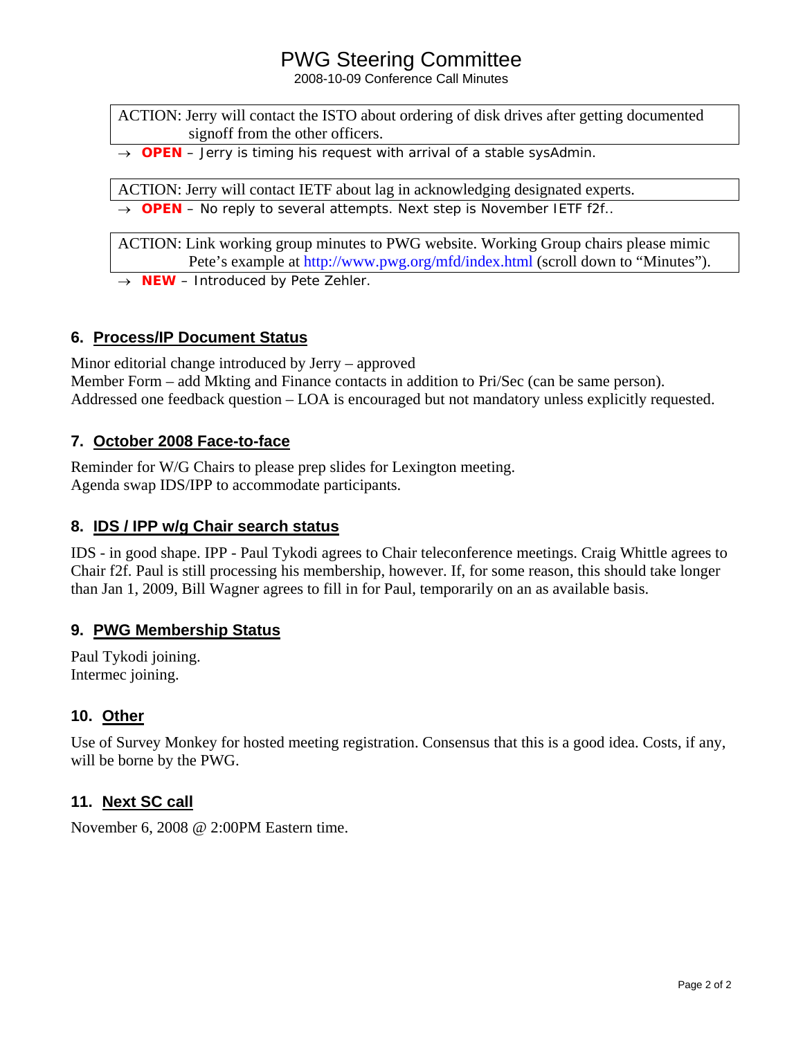ACTION: Jerry will contact the ISTO about ordering of disk drives after getting documented signoff from the other officers.

→ **OPEN** – Jerry is timing his request with arrival of a stable sysAdmin.

ACTION: Jerry will contact IETF about lag in acknowledging designated experts.

→ **OPEN** – No reply to several attempts. Next step is November IETF f2f..

ACTION: Link working group minutes to PWG website. Working Group chairs please mimic Pete's example at http://www.pwg.org/mfd/index.html (scroll down to "Minutes").

→ **NEW** – Introduced by Pete Zehler.

## 6. Process/IP Document Status

Minor editorial change introduced by Jerry – approved
Member Form – add Mkting and Finance contacts in addition to Pri/Sec (can be same person).
Addressed one feedback question – LOA is encouraged but not mandatory unless explicitly requested.

## 7. October 2008 Face-to-face

Reminder for W/G Chairs to please prep slides for Lexington meeting.
Agenda swap IDS/IPP to accommodate participants.

## 8. IDS / IPP w/g Chair search status

IDS - in good shape. IPP - Paul Tykodi agrees to Chair teleconference meetings. Craig Whittle agrees to Chair f2f. Paul is still processing his membership, however. If, for some reason, this should take longer than Jan 1, 2009, Bill Wagner agrees to fill in for Paul, temporarily on an as available basis.

## 9. PWG Membership Status

Paul Tykodi joining.
Intermec joining.

## 10. Other

Use of Survey Monkey for hosted meeting registration. Consensus that this is a good idea. Costs, if any, will be borne by the PWG.

## 11. Next SC call

November 6, 2008 @ 2:00PM Eastern time.